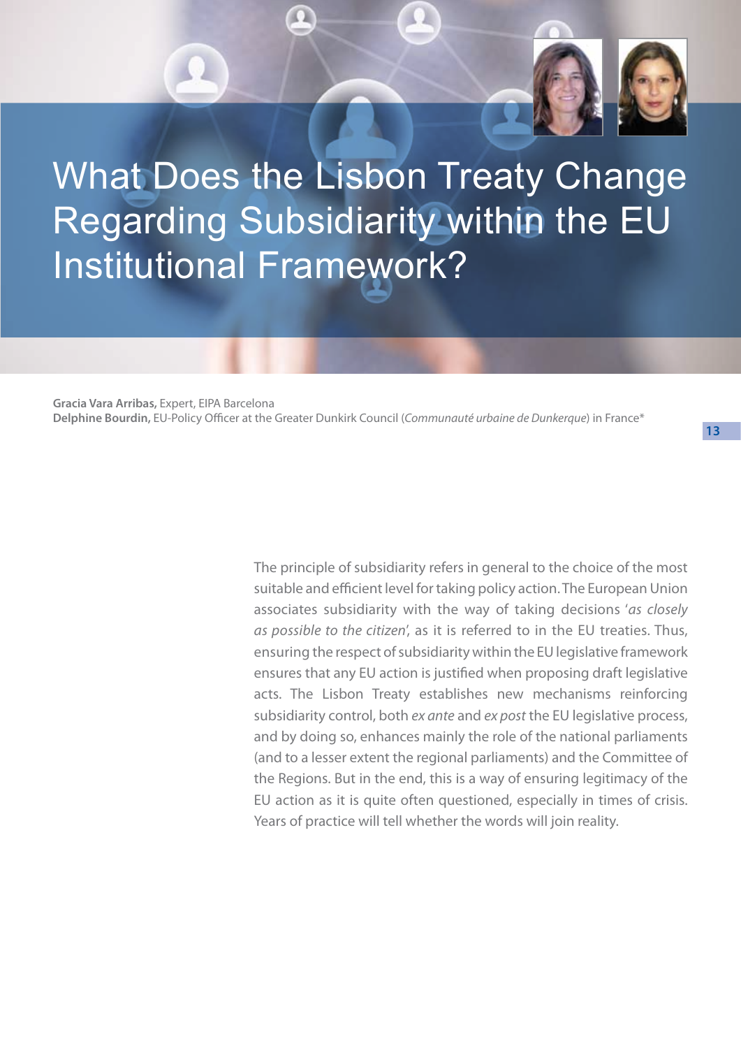# What Does the Lisbon Treaty Change Regarding Subsidiarity within the EU Institutional Framework?

**Gracia Vara Arribas,** Expert, EIPA Barcelona
**Delphine Bourdin,** EU-Policy Officer at the Greater Dunkirk Council (*Communauté urbaine de Dunkerque*) in France*

The principle of subsidiarity refers in general to the choice of the most suitable and efficient level for taking policy action. The European Union associates subsidiarity with the way of taking decisions '*as closely as possible to the citizen*', as it is referred to in the EU treaties. Thus, ensuring the respect of subsidiarity within the EU legislative framework ensures that any EU action is justified when proposing draft legislative acts. The Lisbon Treaty establishes new mechanisms reinforcing subsidiarity control, both *ex ante* and *ex post* the EU legislative process, and by doing so, enhances mainly the role of the national parliaments (and to a lesser extent the regional parliaments) and the Committee of the Regions. But in the end, this is a way of ensuring legitimacy of the EU action as it is quite often questioned, especially in times of crisis. Years of practice will tell whether the words will join reality.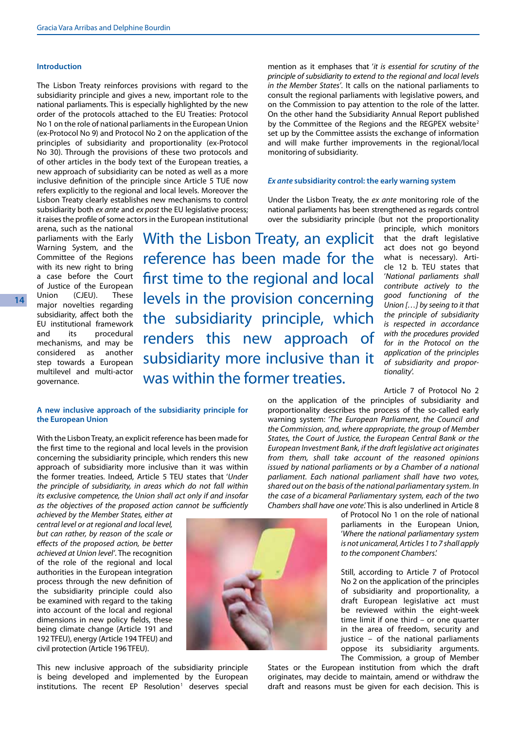## Introduction

The Lisbon Treaty reinforces provisions with regard to the subsidiarity principle and gives a new, important role to the national parliaments. This is especially highlighted by the new order of the protocols attached to the EU Treaties: Protocol No 1 on the role of national parliaments in the European Union (ex-Protocol No 9) and Protocol No 2 on the application of the principles of subsidiarity and proportionality (ex-Protocol No 30). Through the provisions of these two protocols and of other articles in the body text of the European treaties, a new approach of subsidiarity can be noted as well as a more inclusive definition of the principle since Article 5 TUE now refers explicitly to the regional and local levels. Moreover the Lisbon Treaty clearly establishes new mechanisms to control subsidiarity both *ex ante* and *ex post* the EU legislative process; it raises the profile of some actors in the European institutional arena, such as the national parliaments with the Early Warning System, and the Committee of the Regions with its new right to bring a case before the Court of Justice of the European Union (CJEU). These major novelties regarding subsidiarity, affect both the EU institutional framework and its procedural mechanisms, and may be considered as another step towards a European multilevel and multi-actor governance.

> With the Lisbon Treaty, an explicit reference has been made for the first time to the regional and local levels in the provision concerning the subsidiarity principle, which renders this new approach of subsidiarity more inclusive than it was within the former treaties.

## A new inclusive approach of the subsidiarity principle for the European Union

With the Lisbon Treaty, an explicit reference has been made for the first time to the regional and local levels in the provision concerning the subsidiarity principle, which renders this new approach of subsidiarity more inclusive than it was within the former treaties. Indeed, Article 5 TEU states that '*Under the principle of subsidiarity, in areas which do not fall within its exclusive competence, the Union shall act only if and insofar as the objectives of the proposed action cannot be sufficiently achieved by the Member States, either at central level or at regional and local level, but can rather, by reason of the scale or effects of the proposed action, be better achieved at Union level*'. The recognition of the role of the regional and local authorities in the European integration process through the new definition of the subsidiarity principle could also be examined with regard to the taking into account of the local and regional dimensions in new policy fields, these being climate change (Article 191 and 192 TFEU), energy (Article 194 TFEU) and civil protection (Article 196 TFEU).

This new inclusive approach of the subsidiarity principle is being developed and implemented by the European institutions. The recent EP Resolution[1] deserves special mention as it emphases that '*it is essential for scrutiny of the principle of subsidiarity to extend to the regional and local levels in the Member States'*. It calls on the national parliaments to consult the regional parliaments with legislative powers, and on the Commission to pay attention to the role of the latter. On the other hand the Subsidiarity Annual Report published by the Committee of the Regions and the REGPEX website[2] set up by the Committee assists the exchange of information and will make further improvements in the regional/local monitoring of subsidiarity.

## *Ex ante* subsidiarity control: the early warning system

Under the Lisbon Treaty, the *ex ante* monitoring role of the national parliaments has been strengthened as regards control over the subsidiarity principle (but not the proportionality principle, which monitors that the draft legislative act does not go beyond what is necessary). Article 12 b. TEU states that '*National parliaments shall contribute actively to the good functioning of the Union […] by seeing to it that the principle of subsidiarity is respected in accordance with the procedures provided for in the Protocol on the application of the principles of subsidiarity and proportionality*'.

Article 7 of Protocol No 2 on the application of the principles of subsidiarity and proportionality describes the process of the so-called early warning system: '*The European Parliament, the Council and the Commission, and, where appropriate, the group of Member States, the Court of Justice, the European Central Bank or the European Investment Bank, if the draft legislative act originates from them, shall take account of the reasoned opinions issued by national parliaments or by a Chamber of a national parliament. Each national parliament shall have two votes, shared out on the basis of the national parliamentary system. In the case of a bicameral Parliamentary system, each of the two Chambers shall have one vote*.' This is also underlined in Article 8 of Protocol No 1 on the role of national parliaments in the European Union, '*Where the national parliamentary system is not unicameral, Articles 1 to 7 shall apply to the component Chambers*.'

Still, according to Article 7 of Protocol No 2 on the application of the principles of subsidiarity and proportionality, a draft European legislative act must be reviewed within the eight-week time limit if one third – or one quarter in the area of freedom, security and justice – of the national parliaments oppose its subsidiarity arguments. The Commission, a group of Member States or the European institution from which the draft originates, may decide to maintain, amend or withdraw the draft and reasons must be given for each decision. This is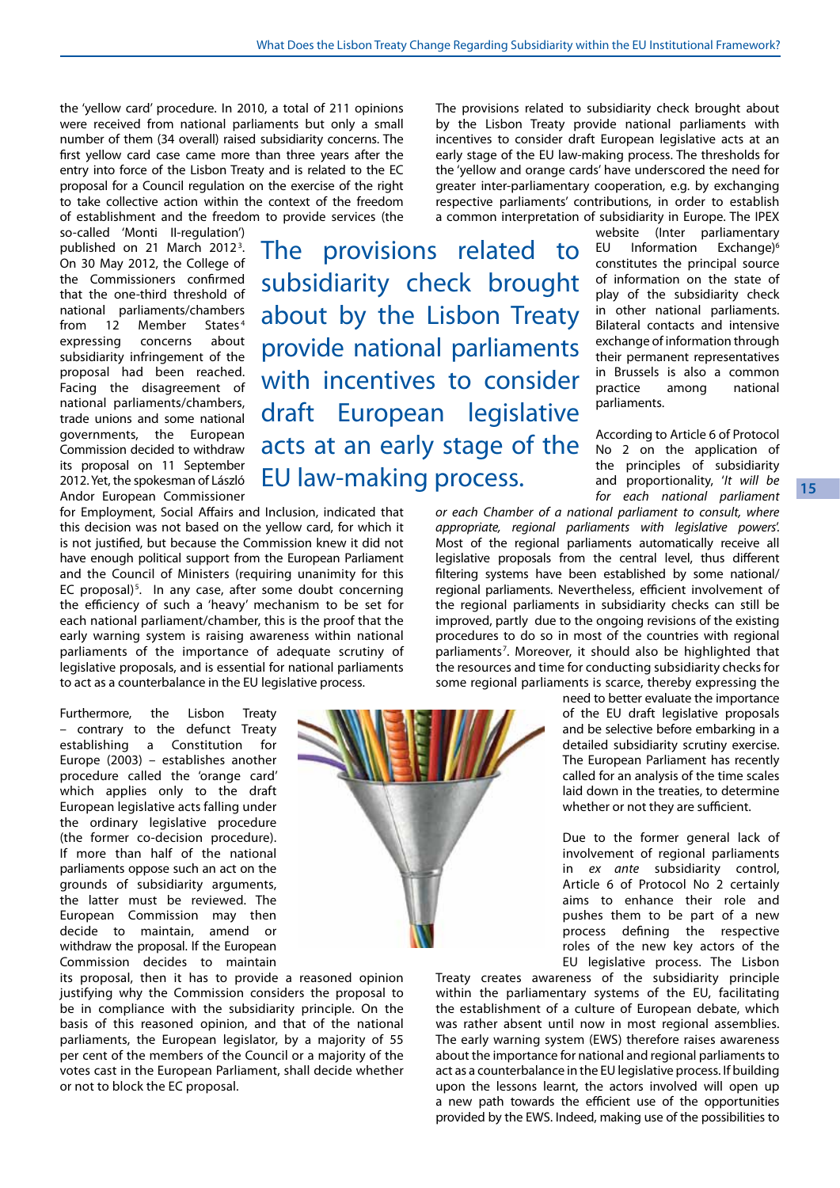the 'yellow card' procedure. In 2010, a total of 211 opinions were received from national parliaments but only a small number of them (34 overall) raised subsidiarity concerns. The first yellow card case came more than three years after the entry into force of the Lisbon Treaty and is related to the EC proposal for a Council regulation on the exercise of the right to take collective action within the context of the freedom of establishment and the freedom to provide services (the so-called 'Monti II-regulation') published on 21 March 2012[3]. On 30 May 2012, the College of the Commissioners confirmed that the one-third threshold of national parliaments/chambers from 12 Member States[4] expressing concerns about subsidiarity infringement of the proposal had been reached. Facing the disagreement of national parliaments/chambers, trade unions and some national governments, the European Commission decided to withdraw its proposal on 11 September 2012. Yet, the spokesman of László Andor European Commissioner for Employment, Social Affairs and Inclusion, indicated that this decision was not based on the yellow card, for which it is not justified, but because the Commission knew it did not have enough political support from the European Parliament and the Council of Ministers (requiring unanimity for this EC proposal)[5]. In any case, after some doubt concerning the efficiency of such a 'heavy' mechanism to be set for each national parliament/chamber, this is the proof that the early warning system is raising awareness within national parliaments of the importance of adequate scrutiny of legislative proposals, and is essential for national parliaments to act as a counterbalance in the EU legislative process.

> The provisions related to subsidiarity check brought about by the Lisbon Treaty provide national parliaments with incentives to consider draft European legislative acts at an early stage of the EU law-making process.

Furthermore, the Lisbon Treaty – contrary to the defunct Treaty establishing a Constitution for Europe (2003) – establishes another procedure called the 'orange card' which applies only to the draft European legislative acts falling under the ordinary legislative procedure (the former co-decision procedure). If more than half of the national parliaments oppose such an act on the grounds of subsidiarity arguments, the latter must be reviewed. The European Commission may then decide to maintain, amend or withdraw the proposal. If the European Commission decides to maintain its proposal, then it has to provide a reasoned opinion justifying why the Commission considers the proposal to be in compliance with the subsidiarity principle. On the basis of this reasoned opinion, and that of the national parliaments, the European legislator, by a majority of 55 per cent of the members of the Council or a majority of the votes cast in the European Parliament, shall decide whether or not to block the EC proposal.

The provisions related to subsidiarity check brought about by the Lisbon Treaty provide national parliaments with incentives to consider draft European legislative acts at an early stage of the EU law-making process. The thresholds for the 'yellow and orange cards' have underscored the need for greater inter-parliamentary cooperation, e.g. by exchanging respective parliaments' contributions, in order to establish a common interpretation of subsidiarity in Europe. The IPEX website (Inter parliamentary EU Information Exchange)[6] constitutes the principal source of information on the state of play of the subsidiarity check in other national parliaments. Bilateral contacts and intensive exchange of information through their permanent representatives in Brussels is also a common practice among national parliaments.

According to Article 6 of Protocol No 2 on the application of the principles of subsidiarity and proportionality, '*It will be for each national parliament or each Chamber of a national parliament to consult, where appropriate, regional parliaments with legislative powers*'. Most of the regional parliaments automatically receive all legislative proposals from the central level, thus different filtering systems have been established by some national/regional parliaments. Nevertheless, efficient involvement of the regional parliaments in subsidiarity checks can still be improved, partly due to the ongoing revisions of the existing procedures to do so in most of the countries with regional parliaments[7]. Moreover, it should also be highlighted that the resources and time for conducting subsidiarity checks for some regional parliaments is scarce, thereby expressing the need to better evaluate the importance of the EU draft legislative proposals and be selective before embarking in a detailed subsidiarity scrutiny exercise. The European Parliament has recently called for an analysis of the time scales laid down in the treaties, to determine whether or not they are sufficient.

Due to the former general lack of involvement of regional parliaments in *ex ante* subsidiarity control, Article 6 of Protocol No 2 certainly aims to enhance their role and pushes them to be part of a new process defining the respective roles of the new key actors of the EU legislative process. The Lisbon Treaty creates awareness of the subsidiarity principle within the parliamentary systems of the EU, facilitating the establishment of a culture of European debate, which was rather absent until now in most regional assemblies. The early warning system (EWS) therefore raises awareness about the importance for national and regional parliaments to act as a counterbalance in the EU legislative process. If building upon the lessons learnt, the actors involved will open up a new path towards the efficient use of the opportunities provided by the EWS. Indeed, making use of the possibilities to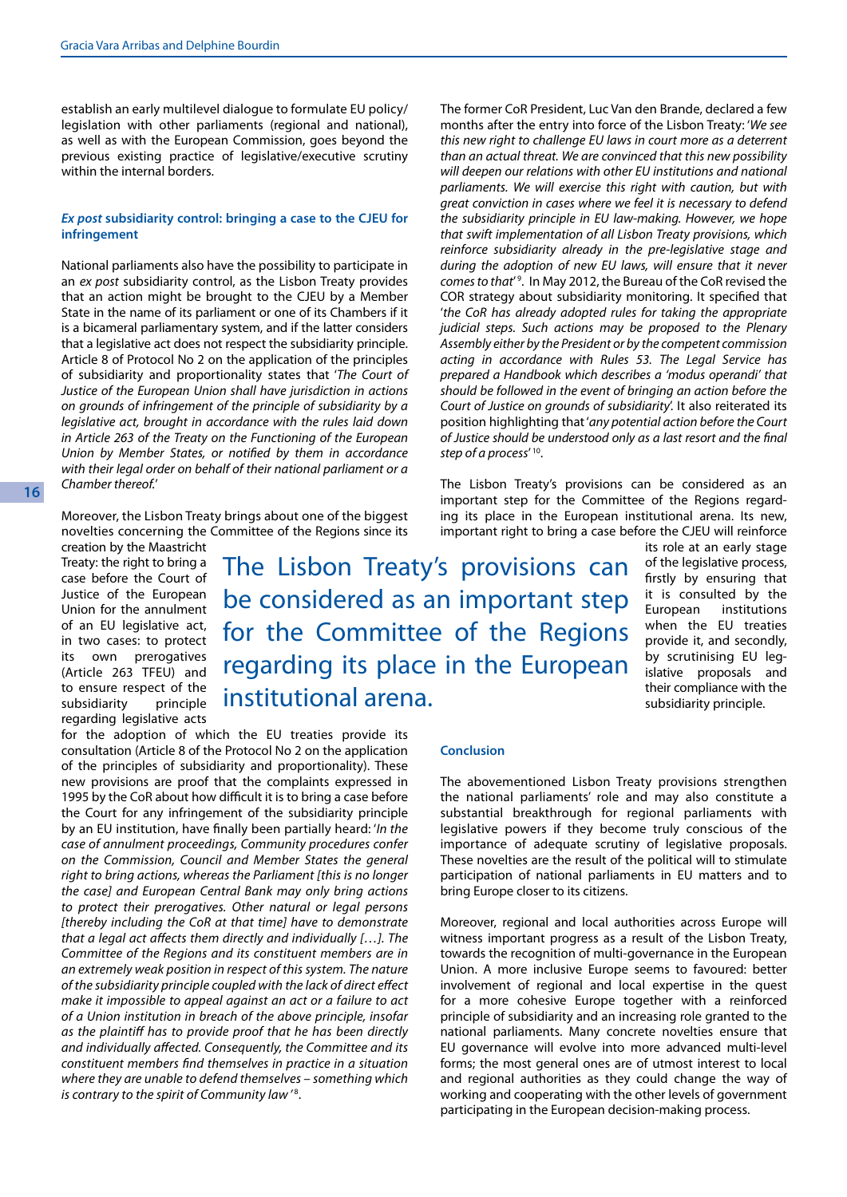establish an early multilevel dialogue to formulate EU policy/legislation with other parliaments (regional and national), as well as with the European Commission, goes beyond the previous existing practice of legislative/executive scrutiny within the internal borders.

### *Ex post* subsidiarity control: bringing a case to the CJEU for infringement

National parliaments also have the possibility to participate in an *ex post* subsidiarity control, as the Lisbon Treaty provides that an action might be brought to the CJEU by a Member State in the name of its parliament or one of its Chambers if it is a bicameral parliamentary system, and if the latter considers that a legislative act does not respect the subsidiarity principle. Article 8 of Protocol No 2 on the application of the principles of subsidiarity and proportionality states that '*The Court of Justice of the European Union shall have jurisdiction in actions on grounds of infringement of the principle of subsidiarity by a legislative act, brought in accordance with the rules laid down in Article 263 of the Treaty on the Functioning of the European Union by Member States, or notified by them in accordance with their legal order on behalf of their national parliament or a Chamber thereof.*'

Moreover, the Lisbon Treaty brings about one of the biggest novelties concerning the Committee of the Regions since its creation by the Maastricht Treaty: the right to bring a case before the Court of Justice of the European Union for the annulment of an EU legislative act, in two cases: to protect its own prerogatives (Article 263 TFEU) and to ensure respect of the subsidiarity principle regarding legislative acts for the adoption of which the EU treaties provide its consultation (Article 8 of the Protocol No 2 on the application of the principles of subsidiarity and proportionality). These new provisions are proof that the complaints expressed in 1995 by the CoR about how difficult it is to bring a case before the Court for any infringement of the subsidiarity principle by an EU institution, have finally been partially heard: '*In the case of annulment proceedings, Community procedures confer on the Commission, Council and Member States the general right to bring actions, whereas the Parliament [this is no longer the case] and European Central Bank may only bring actions to protect their prerogatives. Other natural or legal persons [thereby including the CoR at that time] have to demonstrate that a legal act affects them directly and individually […]. The Committee of the Regions and its constituent members are in an extremely weak position in respect of this system. The nature of the subsidiarity principle coupled with the lack of direct effect make it impossible to appeal against an act or a failure to act of a Union institution in breach of the above principle, insofar as the plaintiff has to provide proof that he has been directly and individually affected. Consequently, the Committee and its constituent members find themselves in practice in a situation where they are unable to defend themselves – something which is contrary to the spirit of Community law*'[8].

The former CoR President, Luc Van den Brande, declared a few months after the entry into force of the Lisbon Treaty: '*We see this new right to challenge EU laws in court more as a deterrent than an actual threat. We are convinced that this new possibility will deepen our relations with other EU institutions and national parliaments. We will exercise this right with caution, but with great conviction in cases where we feel it is necessary to defend the subsidiarity principle in EU law-making. However, we hope that swift implementation of all Lisbon Treaty provisions, which reinforce subsidiarity already in the pre-legislative stage and during the adoption of new EU laws, will ensure that it never comes to that*'[9]. In May 2012, the Bureau of the CoR revised the COR strategy about subsidiarity monitoring. It specified that '*the CoR has already adopted rules for taking the appropriate judicial steps. Such actions may be proposed to the Plenary Assembly either by the President or by the competent commission acting in accordance with Rules 53. The Legal Service has prepared a Handbook which describes a 'modus operandi' that should be followed in the event of bringing an action before the Court of Justice on grounds of subsidiarity*'. It also reiterated its position highlighting that '*any potential action before the Court of Justice should be understood only as a last resort and the final step of a process*'[10].

The Lisbon Treaty's provisions can be considered as an important step for the Committee of the Regions regarding its place in the European institutional arena. Its new, important right to bring a case before the CJEU will reinforce its role at an early stage of the legislative process, firstly by ensuring that it is consulted by the European institutions when the EU treaties provide it, and secondly, by scrutinising EU legislative proposals and their compliance with the subsidiarity principle.

> The Lisbon Treaty's provisions can be considered as an important step for the Committee of the Regions regarding its place in the European institutional arena.

### Conclusion

The abovementioned Lisbon Treaty provisions strengthen the national parliaments' role and may also constitute a substantial breakthrough for regional parliaments with legislative powers if they become truly conscious of the importance of adequate scrutiny of legislative proposals. These novelties are the result of the political will to stimulate participation of national parliaments in EU matters and to bring Europe closer to its citizens.

Moreover, regional and local authorities across Europe will witness important progress as a result of the Lisbon Treaty, towards the recognition of multi-governance in the European Union. A more inclusive Europe seems to favoured: better involvement of regional and local expertise in the quest for a more cohesive Europe together with a reinforced principle of subsidiarity and an increasing role granted to the national parliaments. Many concrete novelties ensure that EU governance will evolve into more advanced multi-level forms; the most general ones are of utmost interest to local and regional authorities as they could change the way of working and cooperating with the other levels of government participating in the European decision-making process.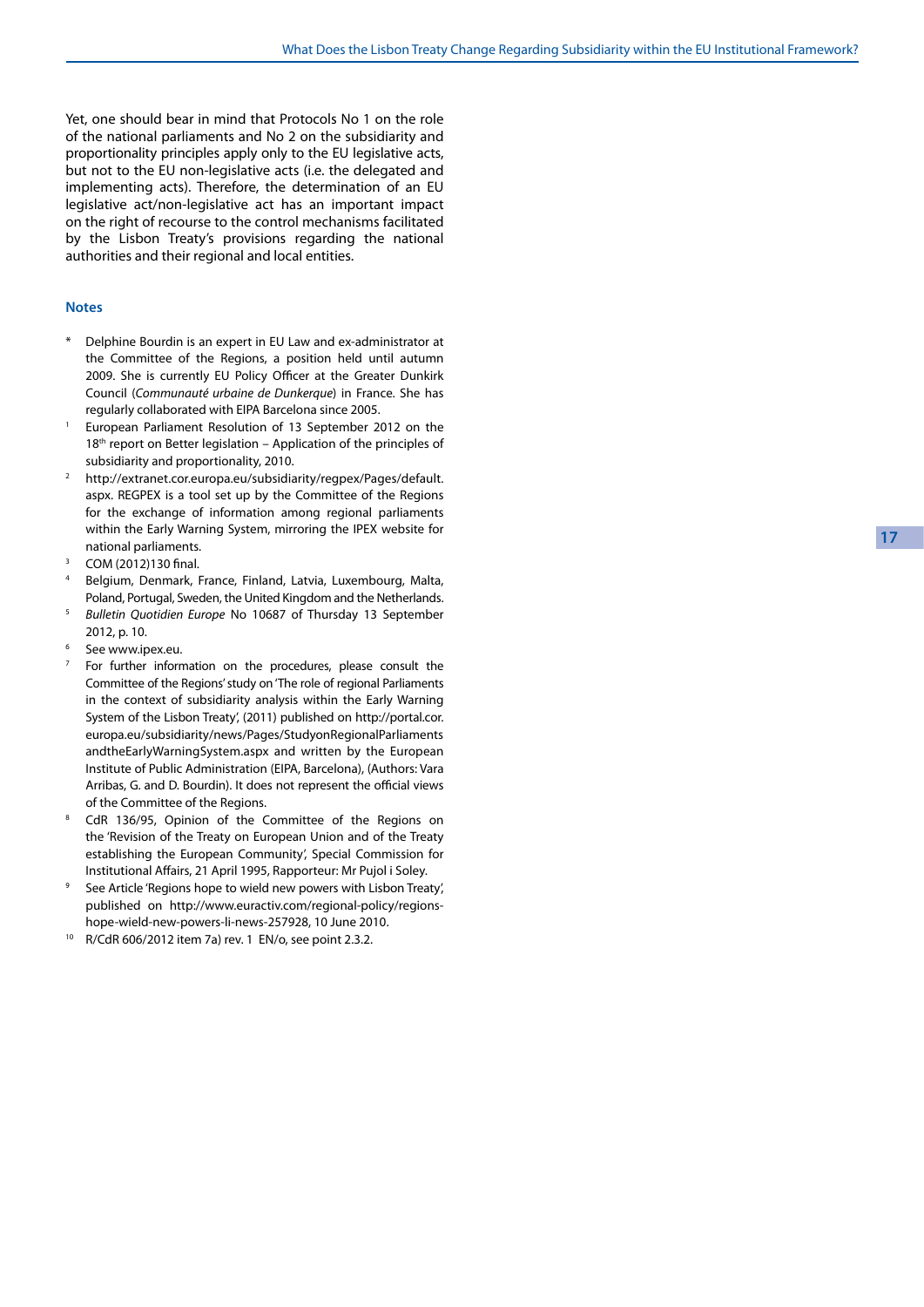Yet, one should bear in mind that Protocols No 1 on the role of the national parliaments and No 2 on the subsidiarity and proportionality principles apply only to the EU legislative acts, but not to the EU non-legislative acts (i.e. the delegated and implementing acts). Therefore, the determination of an EU legislative act/non-legislative act has an important impact on the right of recourse to the control mechanisms facilitated by the Lisbon Treaty's provisions regarding the national authorities and their regional and local entities.

### Notes

- \* Delphine Bourdin is an expert in EU Law and ex-administrator at the Committee of the Regions, a position held until autumn 2009. She is currently EU Policy Officer at the Greater Dunkirk Council (*Communauté urbaine de Dunkerque*) in France. She has regularly collaborated with EIPA Barcelona since 2005.
- [1] European Parliament Resolution of 13 September 2012 on the 18th report on Better legislation – Application of the principles of subsidiarity and proportionality, 2010.
- [2] http://extranet.cor.europa.eu/subsidiarity/regpex/Pages/default.aspx. REGPEX is a tool set up by the Committee of the Regions for the exchange of information among regional parliaments within the Early Warning System, mirroring the IPEX website for national parliaments.
- [3] COM (2012)130 final.
- [4] Belgium, Denmark, France, Finland, Latvia, Luxembourg, Malta, Poland, Portugal, Sweden, the United Kingdom and the Netherlands.
- [5] *Bulletin Quotidien Europe* No 10687 of Thursday 13 September 2012, p. 10.
- [6] See www.ipex.eu.
- [7] For further information on the procedures, please consult the Committee of the Regions' study on 'The role of regional Parliaments in the context of subsidiarity analysis within the Early Warning System of the Lisbon Treaty', (2011) published on http://portal.cor.europa.eu/subsidiarity/news/Pages/StudyonRegionalParliamentsandtheEarlyWarningSystem.aspx and written by the European Institute of Public Administration (EIPA, Barcelona), (Authors: Vara Arribas, G. and D. Bourdin). It does not represent the official views of the Committee of the Regions.
- [8] CdR 136/95, Opinion of the Committee of the Regions on the 'Revision of the Treaty on European Union and of the Treaty establishing the European Community', Special Commission for Institutional Affairs, 21 April 1995, Rapporteur: Mr Pujol i Soley.
- [9] See Article 'Regions hope to wield new powers with Lisbon Treaty', published on http://www.euractiv.com/regional-policy/regions-hope-wield-new-powers-li-news-257928, 10 June 2010.
- [10] R/CdR 606/2012 item 7a) rev. 1 EN/o, see point 2.3.2.